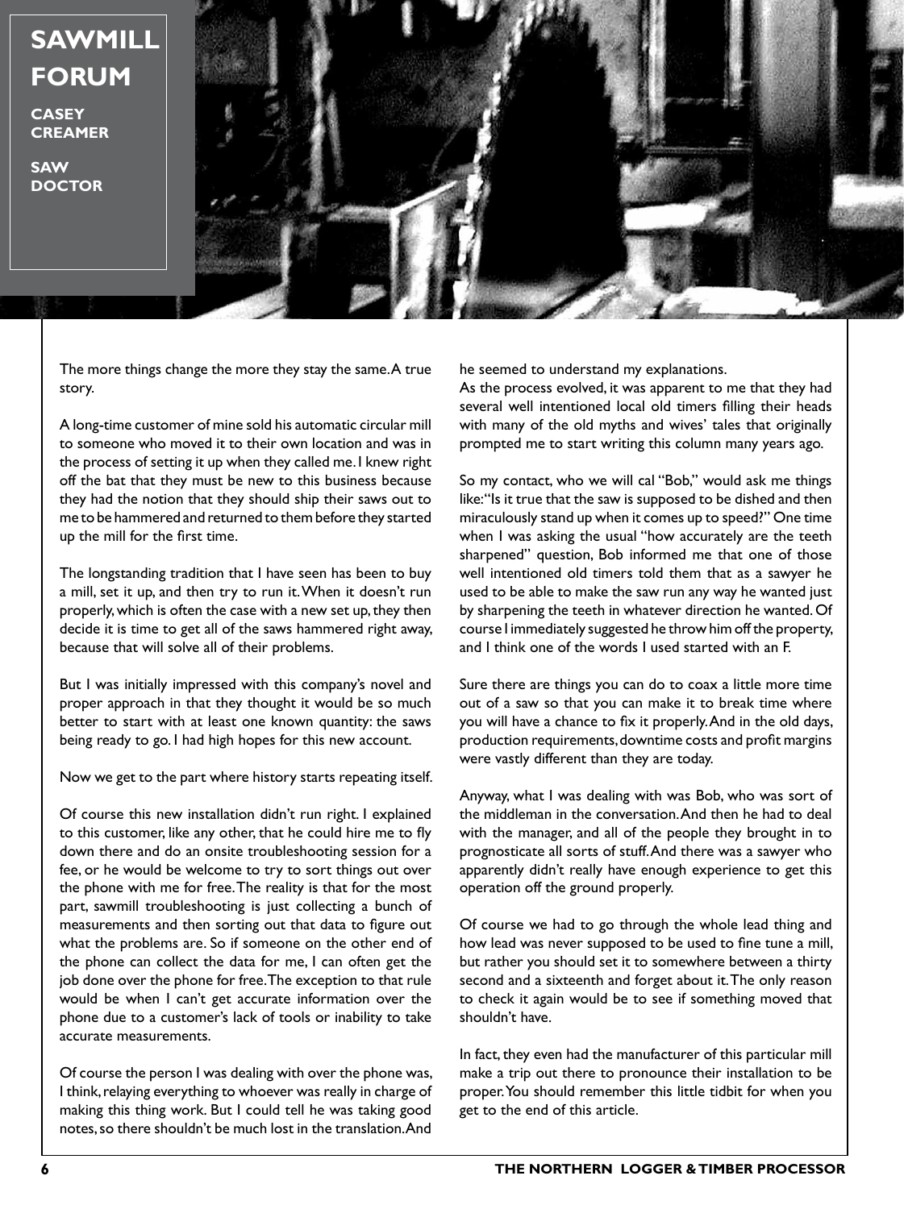# SAWMILL FORUM

**CASEY CREAMER**

**SAW DOCTOR**

The more things change the more they stay the same. A true story.

A long-time customer of mine sold his automatic circular mill to someone who moved it to their own location and was in the process of setting it up when they called me. I knew right off the bat that they must be new to this business because they had the notion that they should ship their saws out to me to be hammered and returned to them before they started up the mill for the first time.

The longstanding tradition that I have seen has been to buy a mill, set it up, and then try to run it. When it doesn't run properly, which is often the case with a new set up, they then decide it is time to get all of the saws hammered right away, because that will solve all of their problems.

But I was initially impressed with this company's novel and proper approach in that they thought it would be so much better to start with at least one known quantity: the saws being ready to go. I had high hopes for this new account.

Now we get to the part where history starts repeating itself.

Of course this new installation didn't run right. I explained to this customer, like any other, that he could hire me to fly down there and do an onsite troubleshooting session for a fee, or he would be welcome to try to sort things out over the phone with me for free. The reality is that for the most part, sawmill troubleshooting is just collecting a bunch of measurements and then sorting out that data to figure out what the problems are. So if someone on the other end of the phone can collect the data for me, I can often get the job done over the phone for free. The exception to that rule would be when I can't get accurate information over the phone due to a customer's lack of tools or inability to take accurate measurements.

Of course the person I was dealing with over the phone was, I think, relaying everything to whoever was really in charge of making this thing work. But I could tell he was taking good notes, so there shouldn't be much lost in the translation. And he seemed to understand my explanations.

As the process evolved, it was apparent to me that they had several well intentioned local old timers filling their heads with many of the old myths and wives' tales that originally prompted me to start writing this column many years ago.

So my contact, who we will cal "Bob," would ask me things like: "Is it true that the saw is supposed to be dished and then miraculously stand up when it comes up to speed?" One time when I was asking the usual "how accurately are the teeth sharpened" question, Bob informed me that one of those well intentioned old timers told them that as a sawyer he used to be able to make the saw run any way he wanted just by sharpening the teeth in whatever direction he wanted. Of course I immediately suggested he throw him off the property, and I think one of the words I used started with an F.

Sure there are things you can do to coax a little more time out of a saw so that you can make it to break time where you will have a chance to fix it properly. And in the old days, production requirements, downtime costs and profit margins were vastly different than they are today.

Anyway, what I was dealing with was Bob, who was sort of the middleman in the conversation. And then he had to deal with the manager, and all of the people they brought in to prognosticate all sorts of stuff. And there was a sawyer who apparently didn't really have enough experience to get this operation off the ground properly.

Of course we had to go through the whole lead thing and how lead was never supposed to be used to fine tune a mill, but rather you should set it to somewhere between a thirty second and a sixteenth and forget about it. The only reason to check it again would be to see if something moved that shouldn't have.

In fact, they even had the manufacturer of this particular mill make a trip out there to pronounce their installation to be proper. You should remember this little tidbit for when you get to the end of this article.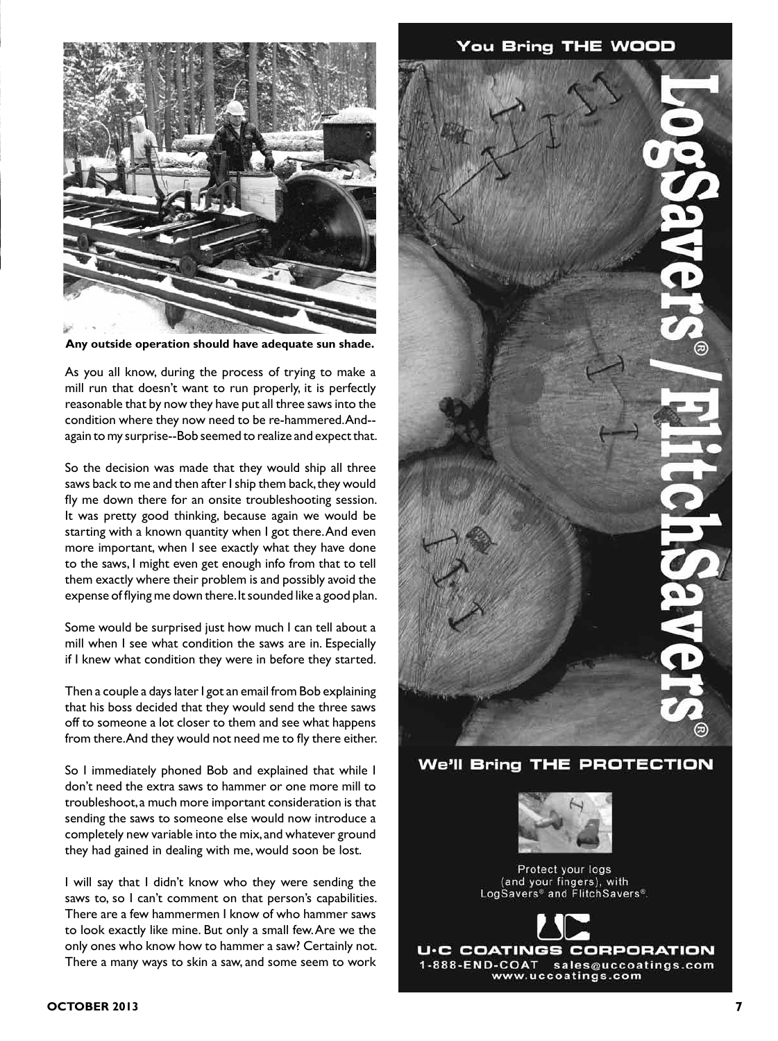Any outside operation should have adequate sun shade.

As you all know, during the process of trying to make a mill run that doesn't want to run properly, it is perfectly reasonable that by now they have put all three saws into the condition where they now need to be re-hammered. And---again to my surprise--Bob seemed to realize and expect that.

So the decision was made that they would ship all three saws back to me and then after I ship them back, they would fly me down there for an onsite troubleshooting session. It was pretty good thinking, because again we would be starting with a known quantity when I got there. And even more important, when I see exactly what they have done to the saws, I might even get enough info from that to tell them exactly where their problem is and possibly avoid the expense of flying me down there. It sounded like a good plan.

Some would be surprised just how much I can tell about a mill when I see what condition the saws are in. Especially if I knew what condition they were in before they started.

Then a couple a days later I got an email from Bob explaining that his boss decided that they would send the three saws off to someone a lot closer to them and see what happens from there. And they would not need me to fly there either.

So I immediately phoned Bob and explained that while I don't need the extra saws to hammer or one more mill to troubleshoot, a much more important consideration is that sending the saws to someone else would now introduce a completely new variable into the mix, and whatever ground they had gained in dealing with me, would soon be lost.

I will say that I didn't know who they were sending the saws to, so I can't comment on that person's capabilities. There are a few hammermen I know of who hammer saws to look exactly like mine. But only a small few. Are we the only ones who know how to hammer a saw? Certainly not. There a many ways to skin a saw, and some seem to work

You Bring THE WOOD

LogSavers® / FlitchSavers®

We'll Bring THE PROTECTION

Protect your logs (and your fingers), with LogSavers® and FlitchSavers®.

U·C COATINGS CORPORATION
1-888-END-COAT sales@uccoatings.com
www.uccoatings.com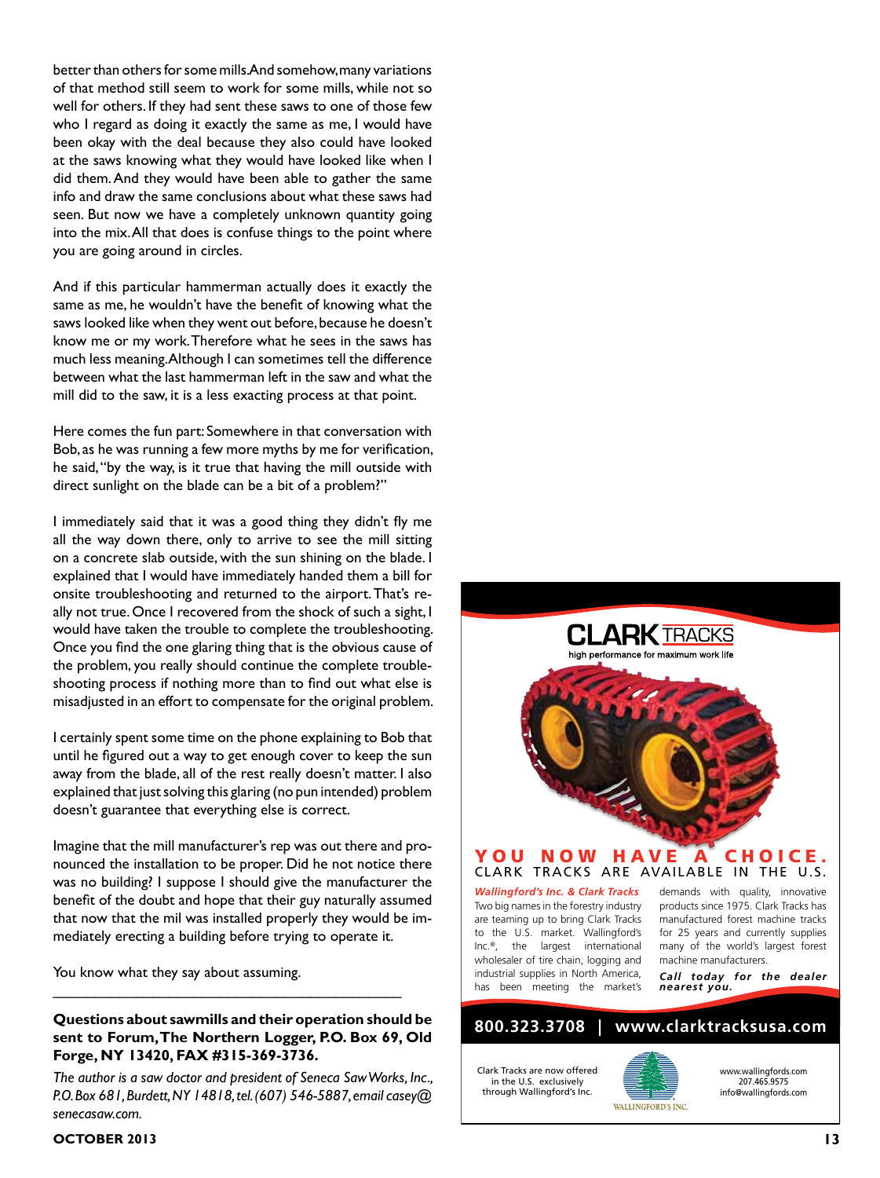better than others for some mills. And somehow, many variations of that method still seem to work for some mills, while not so well for others. If they had sent these saws to one of those few who I regard as doing it exactly the same as me, I would have been okay with the deal because they also could have looked at the saws knowing what they would have looked like when I did them. And they would have been able to gather the same info and draw the same conclusions about what these saws had seen. But now we have a completely unknown quantity going into the mix. All that does is confuse things to the point where you are going around in circles.

And if this particular hammerman actually does it exactly the same as me, he wouldn't have the benefit of knowing what the saws looked like when they went out before, because he doesn't know me or my work. Therefore what he sees in the saws has much less meaning. Although I can sometimes tell the difference between what the last hammerman left in the saw and what the mill did to the saw, it is a less exacting process at that point.

Here comes the fun part: Somewhere in that conversation with Bob, as he was running a few more myths by me for verification, he said, "by the way, is it true that having the mill outside with direct sunlight on the blade can be a bit of a problem?"

I immediately said that it was a good thing they didn't fly me all the way down there, only to arrive to see the mill sitting on a concrete slab outside, with the sun shining on the blade. I explained that I would have immediately handed them a bill for onsite troubleshooting and returned to the airport. That's really not true. Once I recovered from the shock of such a sight, I would have taken the trouble to complete the troubleshooting. Once you find the one glaring thing that is the obvious cause of the problem, you really should continue the complete troubleshooting process if nothing more than to find out what else is misadjusted in an effort to compensate for the original problem.

I certainly spent some time on the phone explaining to Bob that until he figured out a way to get enough cover to keep the sun away from the blade, all of the rest really doesn't matter. I also explained that just solving this glaring (no pun intended) problem doesn't guarantee that everything else is correct.

Imagine that the mill manufacturer's rep was out there and pronounced the installation to be proper. Did he not notice there was no building? I suppose I should give the manufacturer the benefit of the doubt and hope that their guy naturally assumed that now that the mil was installed properly they would be immediately erecting a building before trying to operate it.

You know what they say about assuming.

---

**Questions about sawmills and their operation should be sent to Forum, The Northern Logger, P.O. Box 69, Old Forge, NY 13420, FAX #315-369-3736.**

*The author is a saw doctor and president of Seneca Saw Works, Inc., P.O. Box 681, Burdett, NY 14818, tel. (607) 546-5887, email casey@senecasaw.com.*

CLARK TRACKS
high performance for maximum work life

**YOU NOW HAVE A CHOICE.**
CLARK TRACKS ARE AVAILABLE IN THE U.S.

***Wallingford's Inc. & Clark Tracks***
Two big names in the forestry industry are teaming up to bring Clark Tracks to the U.S. market. Wallingford's Inc.®, the largest international wholesaler of tire chain, logging and industrial supplies in North America, has been meeting the market's demands with quality, innovative products since 1975. Clark Tracks has manufactured forest machine tracks for 25 years and currently supplies many of the world's largest forest machine manufacturers.

***Call today for the dealer nearest you.***

**800.323.3708 | www.clarktracksusa.com**

Clark Tracks are now offered in the U.S. exclusively through Wallingford's Inc.

WALLINGFORD'S INC.

www.wallingfords.com
207.465.9575
info@wallingfords.com